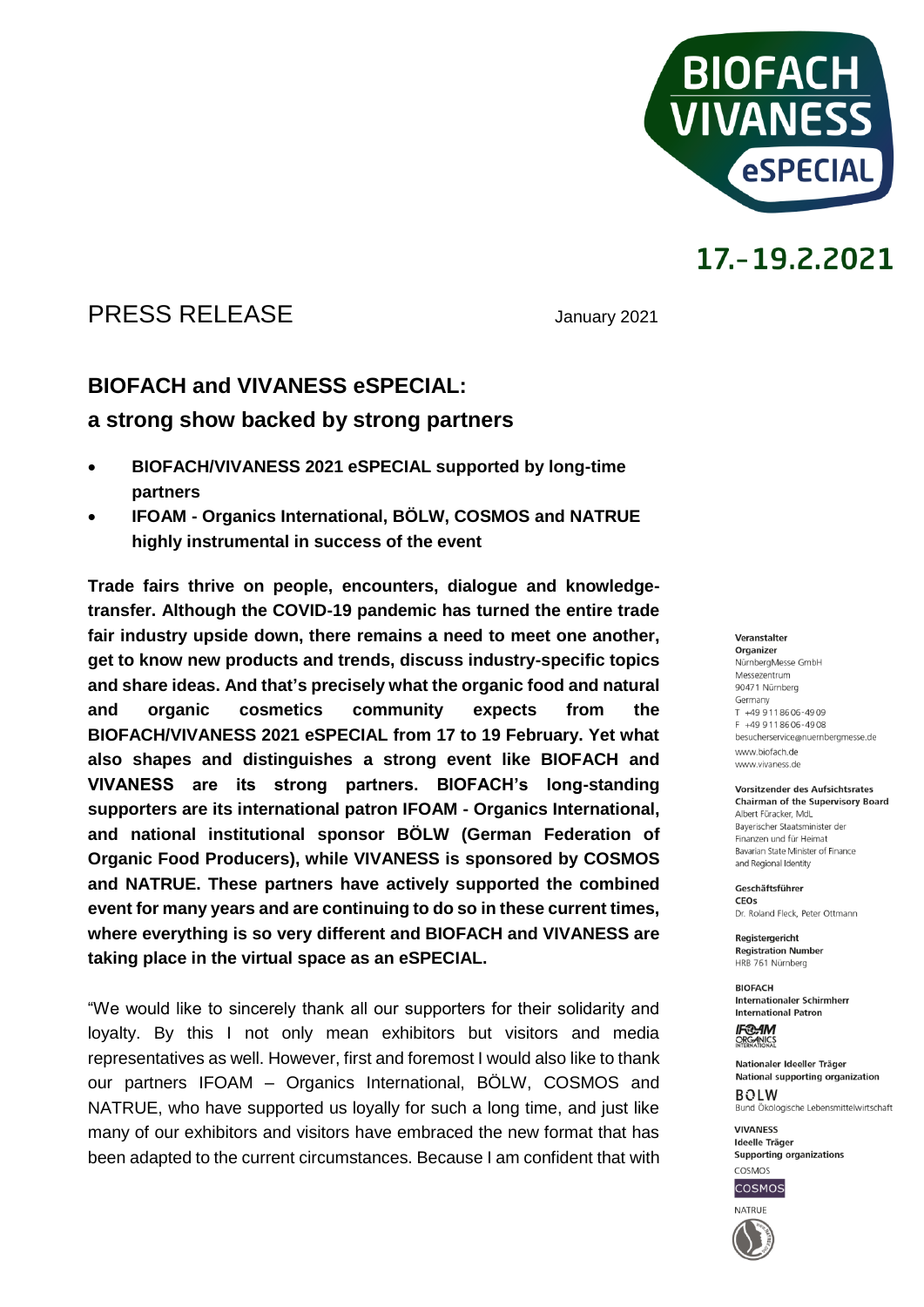BIOFACH VIVANESS eSPECIAL

17.-19.2.2021

PRESS RELEASE

January 2021

## BIOFACH and VIVANESS eSPECIAL: a strong show backed by strong partners

- **BIOFACH/VIVANESS 2021 eSPECIAL supported by long-time partners**
- **IFOAM - Organics International, BÖLW, COSMOS and NATRUE highly instrumental in success of the event**

**Trade fairs thrive on people, encounters, dialogue and knowledge-transfer. Although the COVID-19 pandemic has turned the entire trade fair industry upside down, there remains a need to meet one another, get to know new products and trends, discuss industry-specific topics and share ideas. And that's precisely what the organic food and natural and organic cosmetics community expects from the BIOFACH/VIVANESS 2021 eSPECIAL from 17 to 19 February. Yet what also shapes and distinguishes a strong event like BIOFACH and VIVANESS are its strong partners. BIOFACH's long-standing supporters are its international patron IFOAM - Organics International, and national institutional sponsor BÖLW (German Federation of Organic Food Producers), while VIVANESS is sponsored by COSMOS and NATRUE. These partners have actively supported the combined event for many years and are continuing to do so in these current times, where everything is so very different and BIOFACH and VIVANESS are taking place in the virtual space as an eSPECIAL.**

"We would like to sincerely thank all our supporters for their solidarity and loyalty. By this I not only mean exhibitors but visitors and media representatives as well. However, first and foremost I would also like to thank our partners IFOAM – Organics International, BÖLW, COSMOS and NATRUE, who have supported us loyally for such a long time, and just like many of our exhibitors and visitors have embraced the new format that has been adapted to the current circumstances. Because I am confident that with

**Veranstalter**
**Organizer**
NürnbergMesse GmbH
Messezentrum
90471 Nürnberg
Germany
T +49 9 11 86 06-49 09
F +49 9 11 86 06-49 08
besucherservice@nuernbergmesse.de
www.biofach.de
www.vivaness.de

**Vorsitzender des Aufsichtsrates**
**Chairman of the Supervisory Board**
Albert Füracker, MdL
Bayerischer Staatsminister der Finanzen und für Heimat
Bavarian State Minister of Finance and Regional Identity

**Geschäftsführer**
**CEOs**
Dr. Roland Fleck, Peter Ottmann

**Registergericht**
**Registration Number**
HRB 761 Nürnberg

**BIOFACH**
**Internationaler Schirmherr**
**International Patron**
IFOAM Organics International

**Nationaler Ideeller Träger**
**National supporting organization**
BÖLW
Bund Ökologische Lebensmittelwirtschaft

**VIVANESS**
**Ideelle Träger**
**Supporting organizations**
COSMOS
NATRUE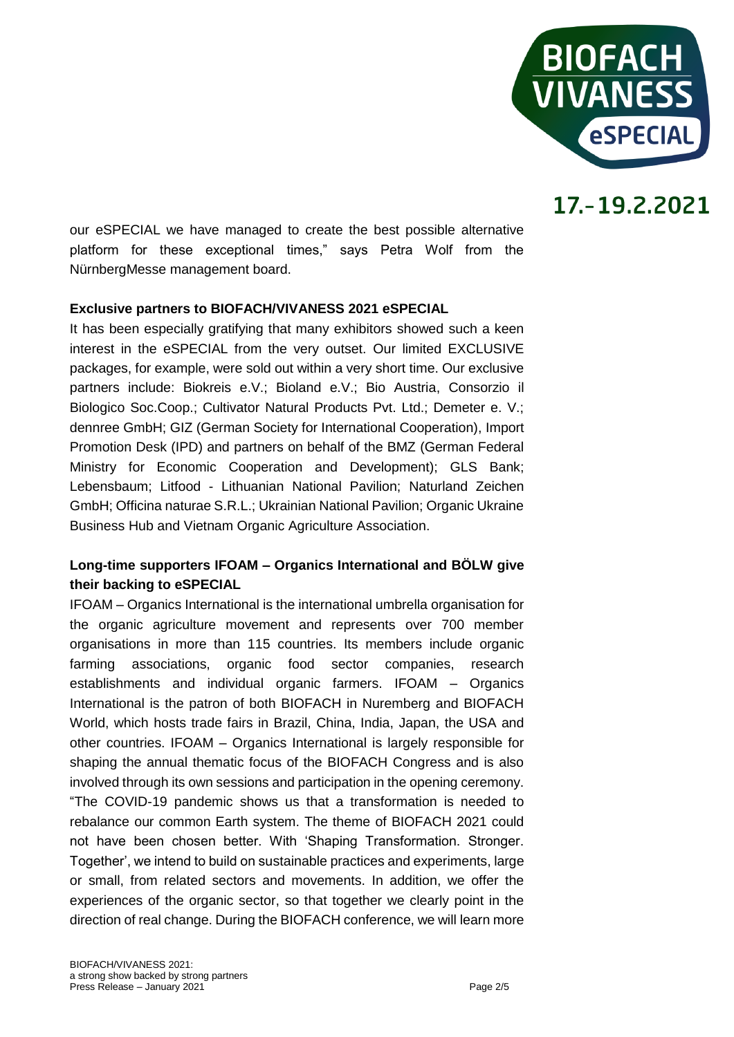our eSPECIAL we have managed to create the best possible alternative platform for these exceptional times," says Petra Wolf from the NürnbergMesse management board.

**Exclusive partners to BIOFACH/VIVANESS 2021 eSPECIAL**

It has been especially gratifying that many exhibitors showed such a keen interest in the eSPECIAL from the very outset. Our limited EXCLUSIVE packages, for example, were sold out within a very short time. Our exclusive partners include: Biokreis e.V.; Bioland e.V.; Bio Austria, Consorzio il Biologico Soc.Coop.; Cultivator Natural Products Pvt. Ltd.; Demeter e. V.; dennree GmbH; GIZ (German Society for International Cooperation), Import Promotion Desk (IPD) and partners on behalf of the BMZ (German Federal Ministry for Economic Cooperation and Development); GLS Bank; Lebensbaum; Litfood - Lithuanian National Pavilion; Naturland Zeichen GmbH; Officina naturae S.R.L.; Ukrainian National Pavilion; Organic Ukraine Business Hub and Vietnam Organic Agriculture Association.

**Long-time supporters IFOAM – Organics International and BÖLW give their backing to eSPECIAL**

IFOAM – Organics International is the international umbrella organisation for the organic agriculture movement and represents over 700 member organisations in more than 115 countries. Its members include organic farming associations, organic food sector companies, research establishments and individual organic farmers. IFOAM – Organics International is the patron of both BIOFACH in Nuremberg and BIOFACH World, which hosts trade fairs in Brazil, China, India, Japan, the USA and other countries. IFOAM – Organics International is largely responsible for shaping the annual thematic focus of the BIOFACH Congress and is also involved through its own sessions and participation in the opening ceremony. "The COVID-19 pandemic shows us that a transformation is needed to rebalance our common Earth system. The theme of BIOFACH 2021 could not have been chosen better. With 'Shaping Transformation. Stronger. Together', we intend to build on sustainable practices and experiments, large or small, from related sectors and movements. In addition, we offer the experiences of the organic sector, so that together we clearly point in the direction of real change. During the BIOFACH conference, we will learn more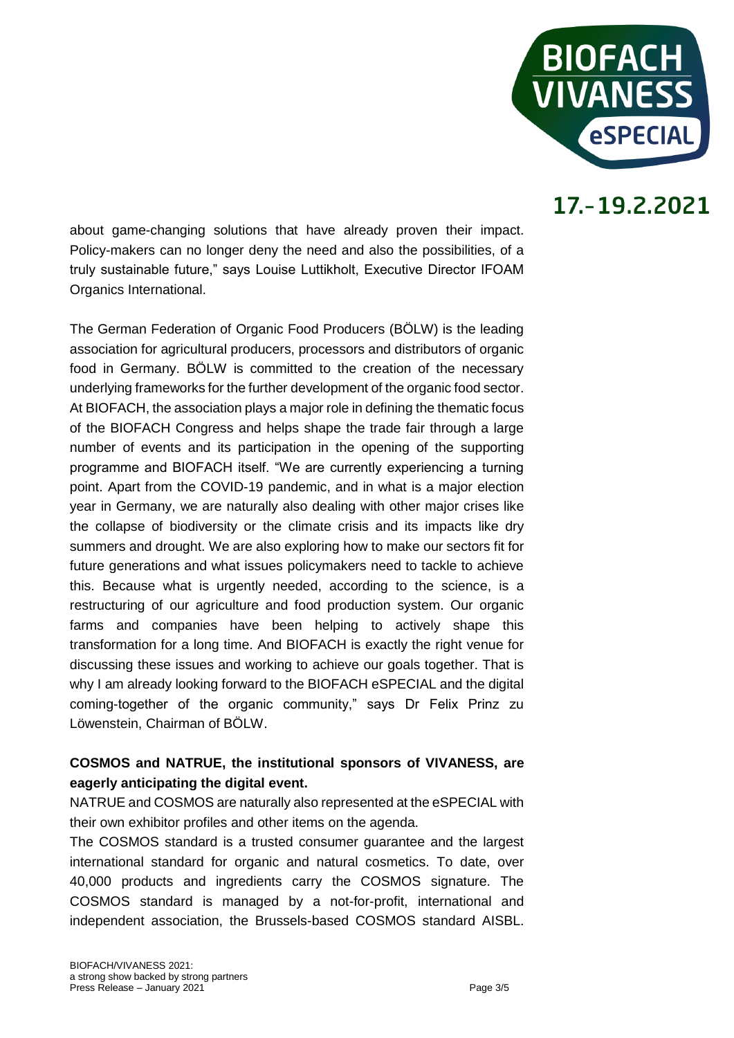about game-changing solutions that have already proven their impact. Policy-makers can no longer deny the need and also the possibilities, of a truly sustainable future," says Louise Luttikholt, Executive Director IFOAM Organics International.

The German Federation of Organic Food Producers (BÖLW) is the leading association for agricultural producers, processors and distributors of organic food in Germany. BÖLW is committed to the creation of the necessary underlying frameworks for the further development of the organic food sector. At BIOFACH, the association plays a major role in defining the thematic focus of the BIOFACH Congress and helps shape the trade fair through a large number of events and its participation in the opening of the supporting programme and BIOFACH itself. "We are currently experiencing a turning point. Apart from the COVID-19 pandemic, and in what is a major election year in Germany, we are naturally also dealing with other major crises like the collapse of biodiversity or the climate crisis and its impacts like dry summers and drought. We are also exploring how to make our sectors fit for future generations and what issues policymakers need to tackle to achieve this. Because what is urgently needed, according to the science, is a restructuring of our agriculture and food production system. Our organic farms and companies have been helping to actively shape this transformation for a long time. And BIOFACH is exactly the right venue for discussing these issues and working to achieve our goals together. That is why I am already looking forward to the BIOFACH eSPECIAL and the digital coming-together of the organic community," says Dr Felix Prinz zu Löwenstein, Chairman of BÖLW.

**COSMOS and NATRUE, the institutional sponsors of VIVANESS, are eagerly anticipating the digital event.**

NATRUE and COSMOS are naturally also represented at the eSPECIAL with their own exhibitor profiles and other items on the agenda.

The COSMOS standard is a trusted consumer guarantee and the largest international standard for organic and natural cosmetics. To date, over 40,000 products and ingredients carry the COSMOS signature. The COSMOS standard is managed by a not-for-profit, international and independent association, the Brussels-based COSMOS standard AISBL.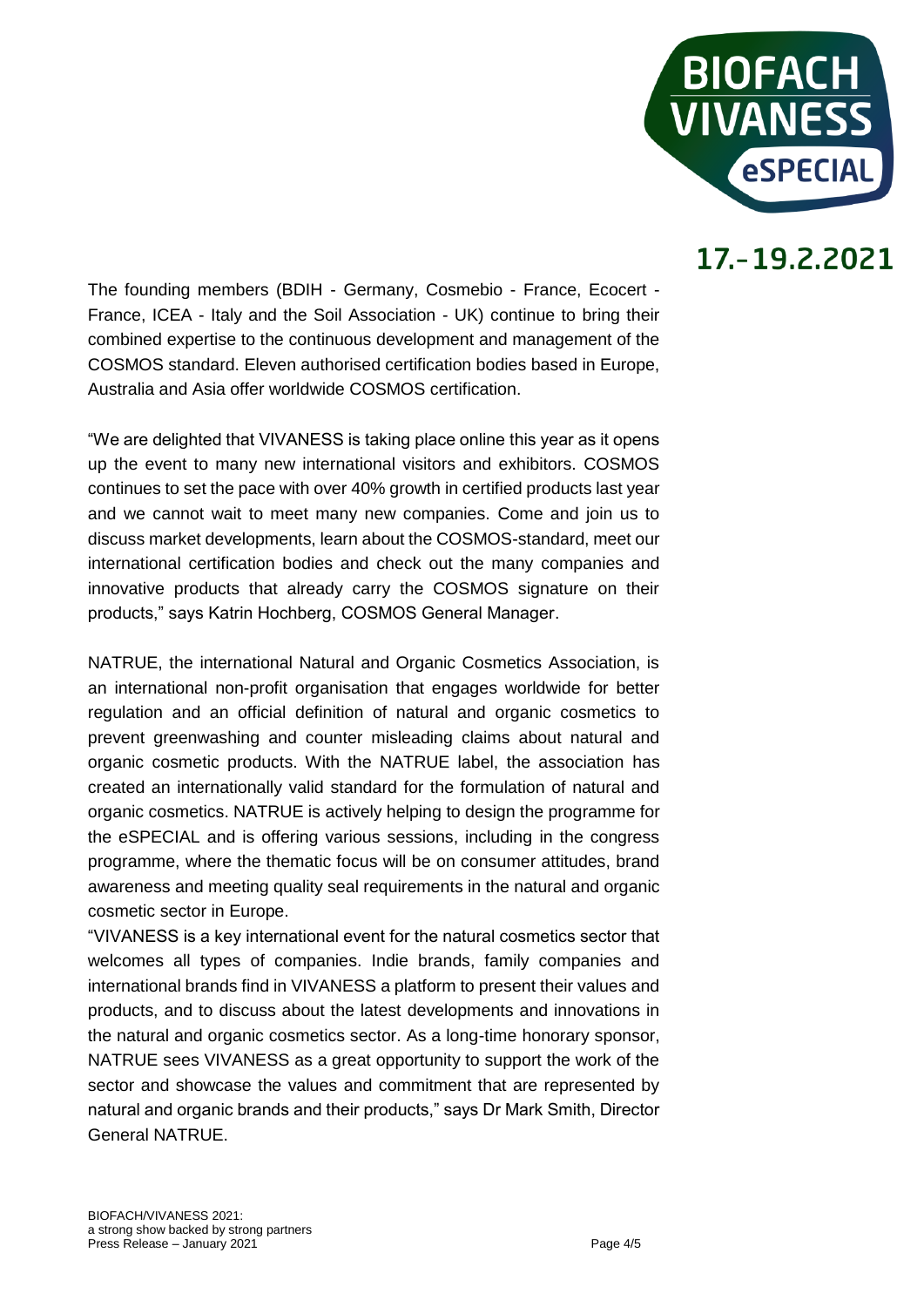The founding members (BDIH - Germany, Cosmebio - France, Ecocert - France, ICEA - Italy and the Soil Association - UK) continue to bring their combined expertise to the continuous development and management of the COSMOS standard. Eleven authorised certification bodies based in Europe, Australia and Asia offer worldwide COSMOS certification.

"We are delighted that VIVANESS is taking place online this year as it opens up the event to many new international visitors and exhibitors. COSMOS continues to set the pace with over 40% growth in certified products last year and we cannot wait to meet many new companies. Come and join us to discuss market developments, learn about the COSMOS-standard, meet our international certification bodies and check out the many companies and innovative products that already carry the COSMOS signature on their products," says Katrin Hochberg, COSMOS General Manager.

NATRUE, the international Natural and Organic Cosmetics Association, is an international non-profit organisation that engages worldwide for better regulation and an official definition of natural and organic cosmetics to prevent greenwashing and counter misleading claims about natural and organic cosmetic products. With the NATRUE label, the association has created an internationally valid standard for the formulation of natural and organic cosmetics. NATRUE is actively helping to design the programme for the eSPECIAL and is offering various sessions, including in the congress programme, where the thematic focus will be on consumer attitudes, brand awareness and meeting quality seal requirements in the natural and organic cosmetic sector in Europe.

"VIVANESS is a key international event for the natural cosmetics sector that welcomes all types of companies. Indie brands, family companies and international brands find in VIVANESS a platform to present their values and products, and to discuss about the latest developments and innovations in the natural and organic cosmetics sector. As a long-time honorary sponsor, NATRUE sees VIVANESS as a great opportunity to support the work of the sector and showcase the values and commitment that are represented by natural and organic brands and their products," says Dr Mark Smith, Director General NATRUE.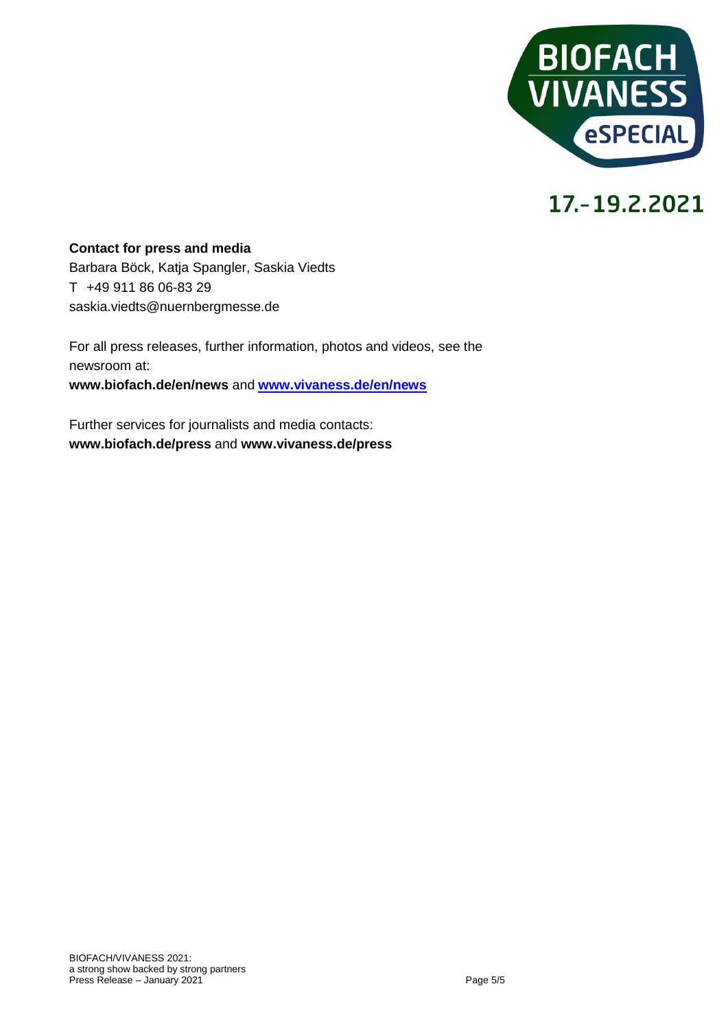17.–19.2.2021

**Contact for press and media**
Barbara Böck, Katja Spangler, Saskia Viedts
T +49 911 86 06-83 29
saskia.viedts@nuernbergmesse.de

For all press releases, further information, photos and videos, see the newsroom at:
**www.biofach.de/en/news** and **www.vivaness.de/en/news**

Further services for journalists and media contacts:
**www.biofach.de/press** and **www.vivaness.de/press**